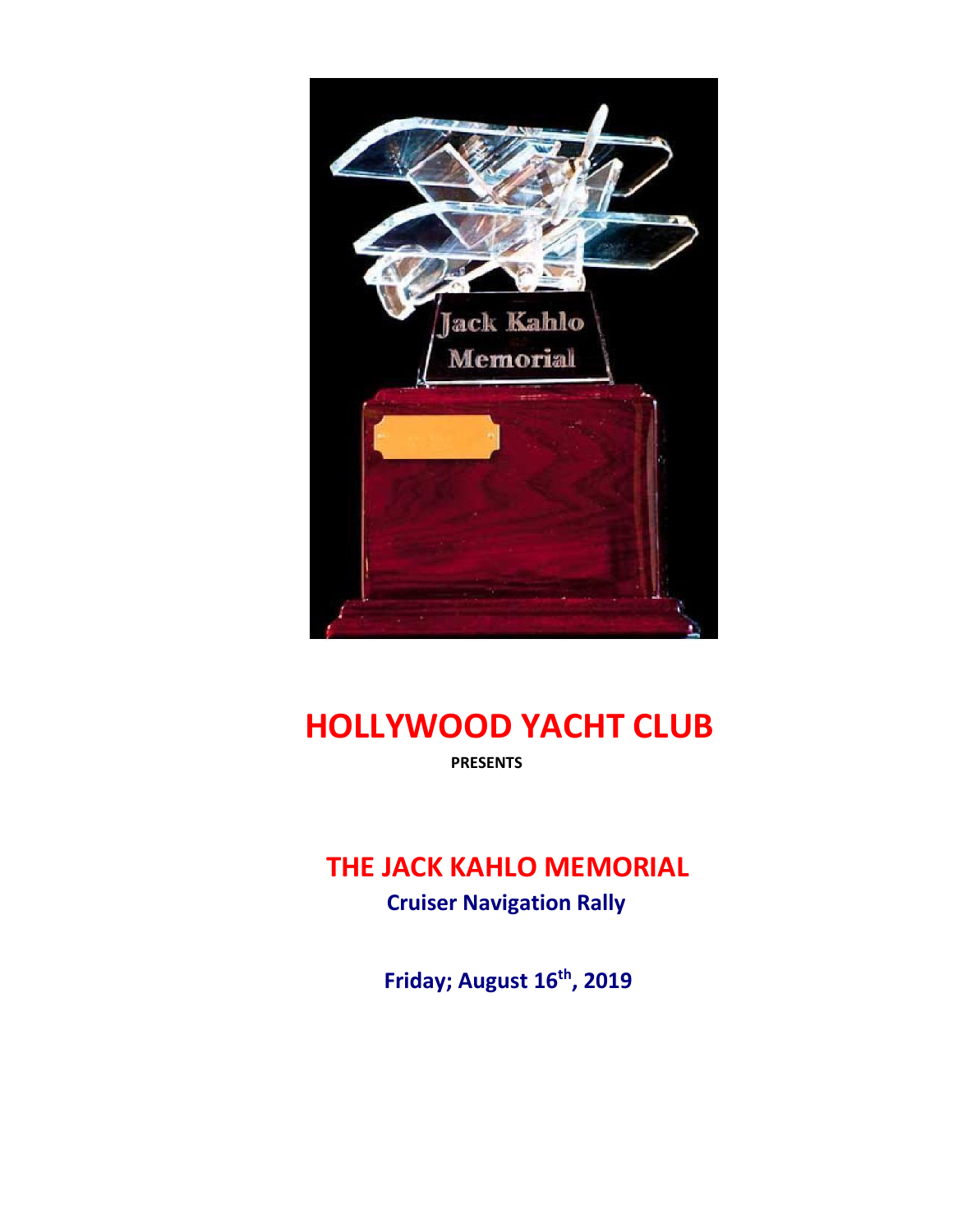# HOLLYWOOD YACHT CLUB

**PRESENTS**

## THE JACK KAHLO MEMORIAL

### Cruiser Navigation Rally

**Friday; August 16th, 2019**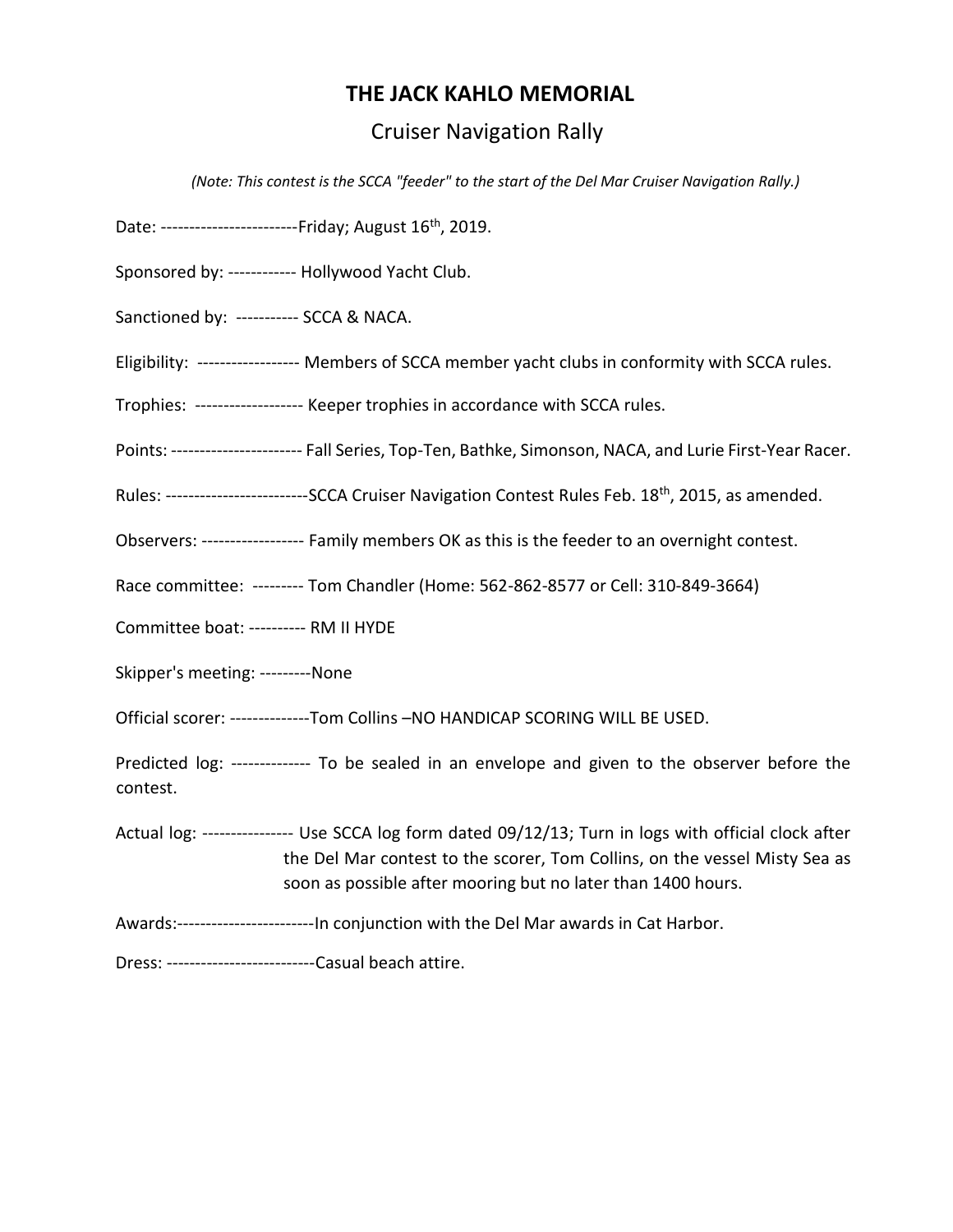# THE JACK KAHLO MEMORIAL

## Cruiser Navigation Rally

*(Note: This contest is the SCCA "feeder" to the start of the Del Mar Cruiser Navigation Rally.)*

Date: ------------------------Friday; August 16th, 2019.

Sponsored by: ------------ Hollywood Yacht Club.

Sanctioned by: ----------- SCCA & NACA.

Eligibility: ------------------ Members of SCCA member yacht clubs in conformity with SCCA rules.

Trophies: ------------------- Keeper trophies in accordance with SCCA rules.

Points: ----------------------- Fall Series, Top-Ten, Bathke, Simonson, NACA, and Lurie First-Year Racer.

Rules: -------------------------SCCA Cruiser Navigation Contest Rules Feb. 18th, 2015, as amended.

Observers: ------------------ Family members OK as this is the feeder to an overnight contest.

Race committee: --------- Tom Chandler (Home: 562-862-8577 or Cell: 310-849-3664)

Committee boat: ---------- RM II HYDE

Skipper's meeting: ---------None

Official scorer: --------------Tom Collins –NO HANDICAP SCORING WILL BE USED.

Predicted log: -------------- To be sealed in an envelope and given to the observer before the contest.

Actual log: ---------------- Use SCCA log form dated 09/12/13; Turn in logs with official clock after the Del Mar contest to the scorer, Tom Collins, on the vessel Misty Sea as soon as possible after mooring but no later than 1400 hours.

Awards:------------------------In conjunction with the Del Mar awards in Cat Harbor.

Dress: --------------------------Casual beach attire.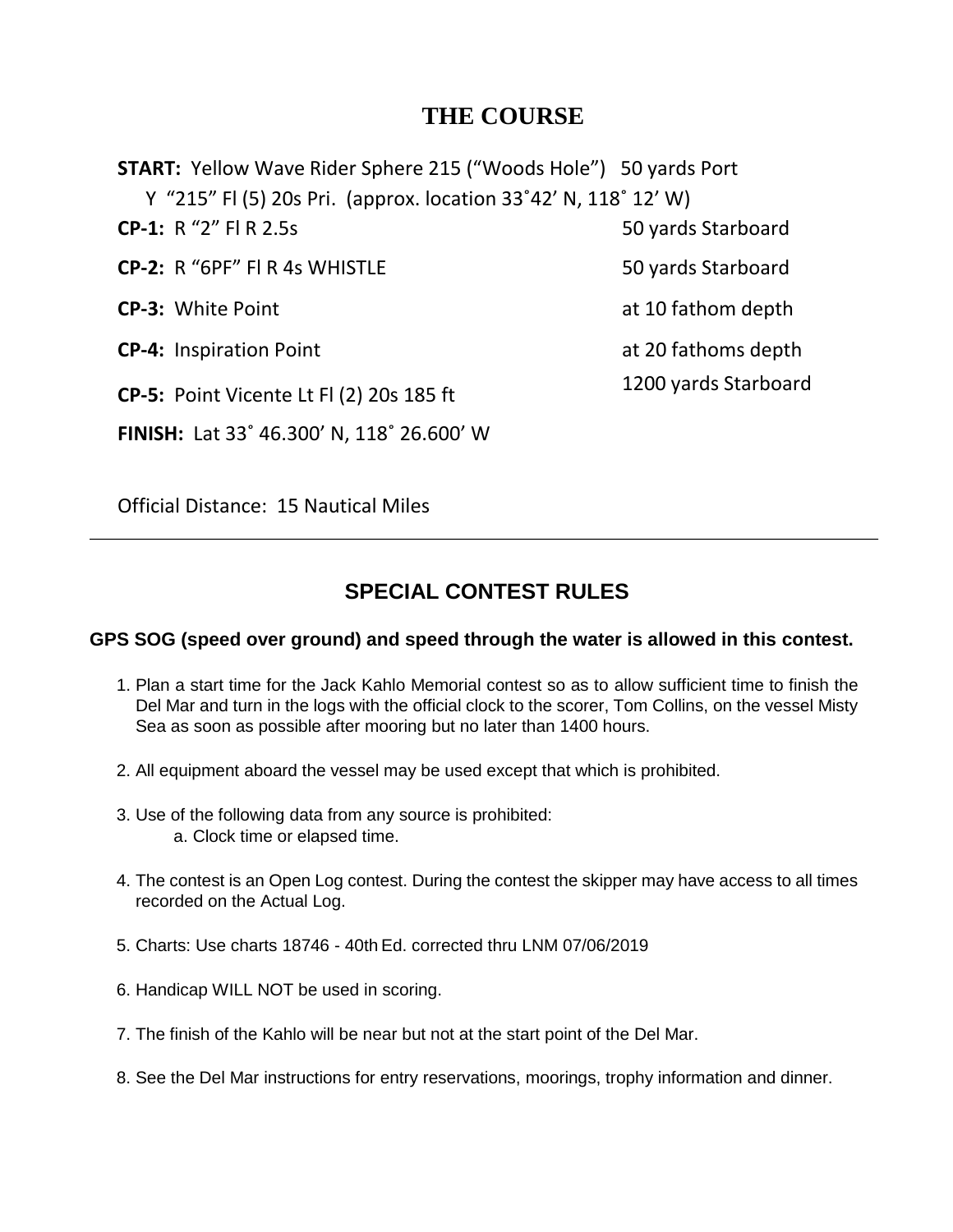# THE COURSE

| | |
|---|---|
| **START:** Yellow Wave Rider Sphere 215 ("Woods Hole") Y "215" Fl (5) 20s Pri. (approx. location 33˚42' N, 118˚ 12' W) | 50 yards Port |
| **CP-1:** R "2" Fl R 2.5s | 50 yards Starboard |
| **CP-2:** R "6PF" Fl R 4s WHISTLE | 50 yards Starboard |
| **CP-3:** White Point | at 10 fathom depth |
| **CP-4:** Inspiration Point | at 20 fathoms depth |
| **CP-5:** Point Vicente Lt Fl (2) 20s 185 ft | 1200 yards Starboard |
| **FINISH:** Lat 33˚ 46.300' N, 118˚ 26.600' W | |

Official Distance: 15 Nautical Miles

---

## SPECIAL CONTEST RULES

**GPS SOG (speed over ground) and speed through the water is allowed in this contest.**

1. Plan a start time for the Jack Kahlo Memorial contest so as to allow sufficient time to finish the Del Mar and turn in the logs with the official clock to the scorer, Tom Collins, on the vessel Misty Sea as soon as possible after mooring but no later than 1400 hours.
2. All equipment aboard the vessel may be used except that which is prohibited.
3. Use of the following data from any source is prohibited:
   a. Clock time or elapsed time.
4. The contest is an Open Log contest. During the contest the skipper may have access to all times recorded on the Actual Log.
5. Charts: Use charts 18746 - 40th Ed. corrected thru LNM 07/06/2019
6. Handicap WILL NOT be used in scoring.
7. The finish of the Kahlo will be near but not at the start point of the Del Mar.
8. See the Del Mar instructions for entry reservations, moorings, trophy information and dinner.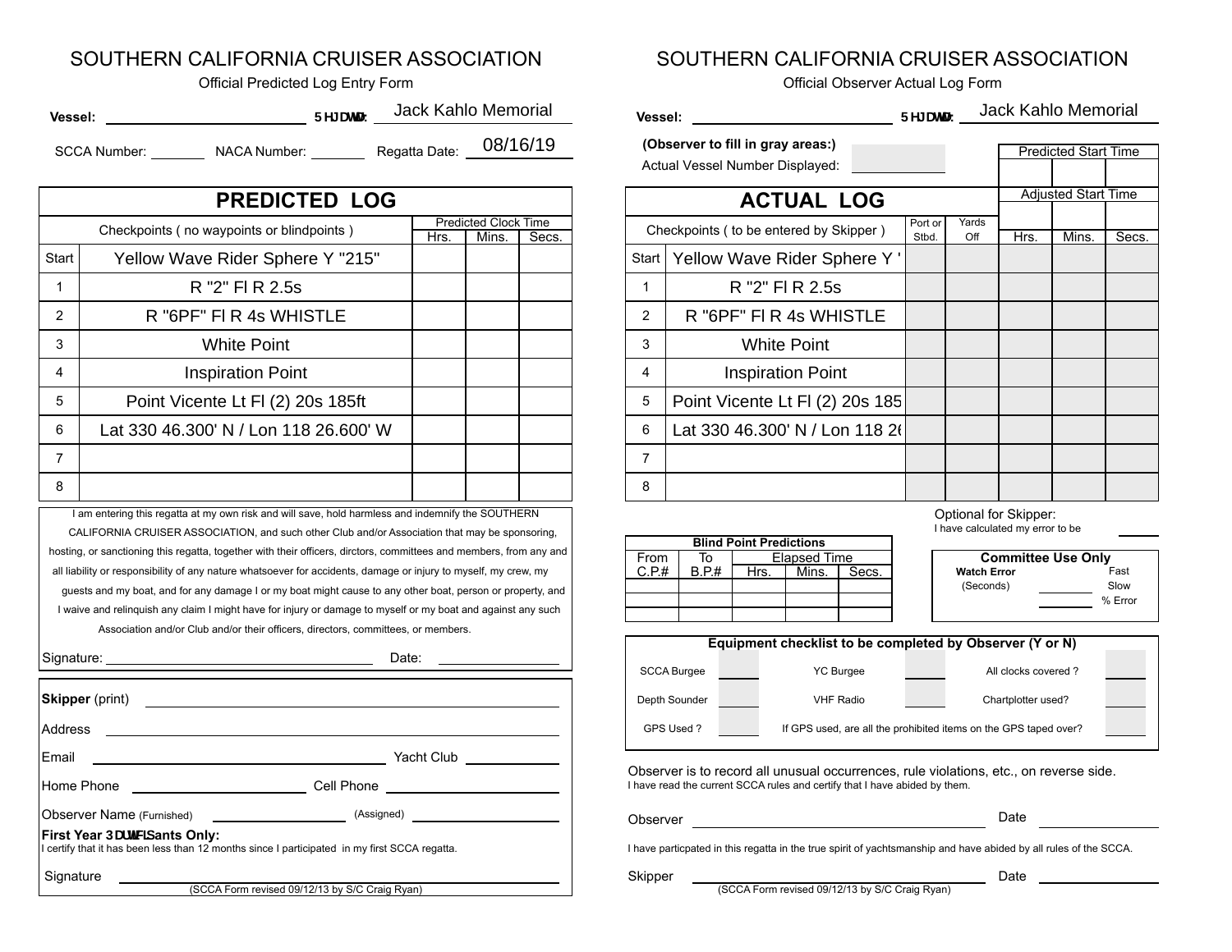# SOUTHERN CALIFORNIA CRUISER ASSOCIATION

Official Predicted Log Entry Form

**Vessel:** ____________ **Regatta:** Jack Kahlo Memorial

SCCA Number: ______ NACA Number: ______ Regatta Date: 08/16/19

| PREDICTED LOG | | Predicted Clock Time | | |
|---|---|---|---|---|
| Checkpoints ( no waypoints or blindpoints ) | | Hrs. | Mins. | Secs. |
| Start | Yellow Wave Rider Sphere Y "215" | | | |
| 1 | R "2" Fl R 2.5s | | | |
| 2 | R "6PF" Fl R 4s WHISTLE | | | |
| 3 | White Point | | | |
| 4 | Inspiration Point | | | |
| 5 | Point Vicente Lt Fl (2) 20s 185ft | | | |
| 6 | Lat 330 46.300' N / Lon 118 26.600' W | | | |
| 7 | | | | |
| 8 | | | | |

I am entering this regatta at my own risk and will save, hold harmless and indemnify the SOUTHERN CALIFORNIA CRUISER ASSOCIATION, and such other Club and/or Association that may be sponsoring, hosting, or sanctioning this regatta, together with their officers, dirctors, committees and members, from any and all liability or responsibility of any nature whatsoever for accidents, damage or injury to myself, my crew, my guests and my boat, and for any damage I or my boat might cause to any other boat, person or property, and I waive and relinquish any claim I might have for injury or damage to myself or my boat and against any such Association and/or Club and/or their officers, directors, committees, or members.

Signature: ____________ Date: ____________

**Skipper** (print) ____________

Address ____________

Email ____________ Yacht Club ____________

Home Phone ____________ Cell Phone ____________

Observer Name (Furnished) ____________ (Assigned) ____________

**First Year Participants Only:**
I certify that it has been less than 12 months since I participated in my first SCCA regatta.

Signature ____________

(SCCA Form revised 09/12/13 by S/C Craig Ryan)

# SOUTHERN CALIFORNIA CRUISER ASSOCIATION

Official Observer Actual Log Form

**Vessel:** ____________ **Regatta:** Jack Kahlo Memorial

**(Observer to fill in gray areas:)**
Actual Vessel Number Displayed: ____________

| Predicted Start Time | | |
|---|---|---|
| | | |
| Adjusted Start Time | | |
| | | |

| ACTUAL LOG | | | | | | |
|---|---|---|---|---|---|---|
| Checkpoints ( to be entered by Skipper ) | | Port or Stbd. | Yards Off | Hrs. | Mins. | Secs. |
| Start | Yellow Wave Rider Sphere Y ' | | | | | |
| 1 | R "2" Fl R 2.5s | | | | | |
| 2 | R "6PF" Fl R 4s WHISTLE | | | | | |
| 3 | White Point | | | | | |
| 4 | Inspiration Point | | | | | |
| 5 | Point Vicente Lt Fl (2) 20s 185 | | | | | |
| 6 | Lat 330 46.300' N / Lon 118 2( | | | | | |
| 7 | | | | | | |
| 8 | | | | | | |

Optional for Skipper:
I have calculated my error to be ______

| Blind Point Predictions | | | | |
|---|---|---|---|---|
| From | To | Elapsed Time | | |
| C.P.# | B.P.# | Hrs. | Mins. | Secs. |
| | | | | |
| | | | | |
| | | | | |

**Committee Use Only**

**Watch Error** (Seconds) ______ Fast / Slow

______ % Error

**Equipment checklist to be completed by Observer (Y or N)**

| | | | | | |
|---|---|---|---|---|---|
| SCCA Burgee | | YC Burgee | | All clocks covered ? | |
| Depth Sounder | | VHF Radio | | Chartplotter used? | |
| GPS Used ? | | If GPS used, are all the prohibited items on the GPS taped over? | | | |

Observer is to record all unusual occurrences, rule violations, etc., on reverse side.
I have read the current SCCA rules and certify that I have abided by them.

Observer ____________ Date ____________

I have particpated in this regatta in the true spirit of yachtsmanship and have abided by all rules of the SCCA.

Skipper ____________ Date ____________

(SCCA Form revised 09/12/13 by S/C Craig Ryan)